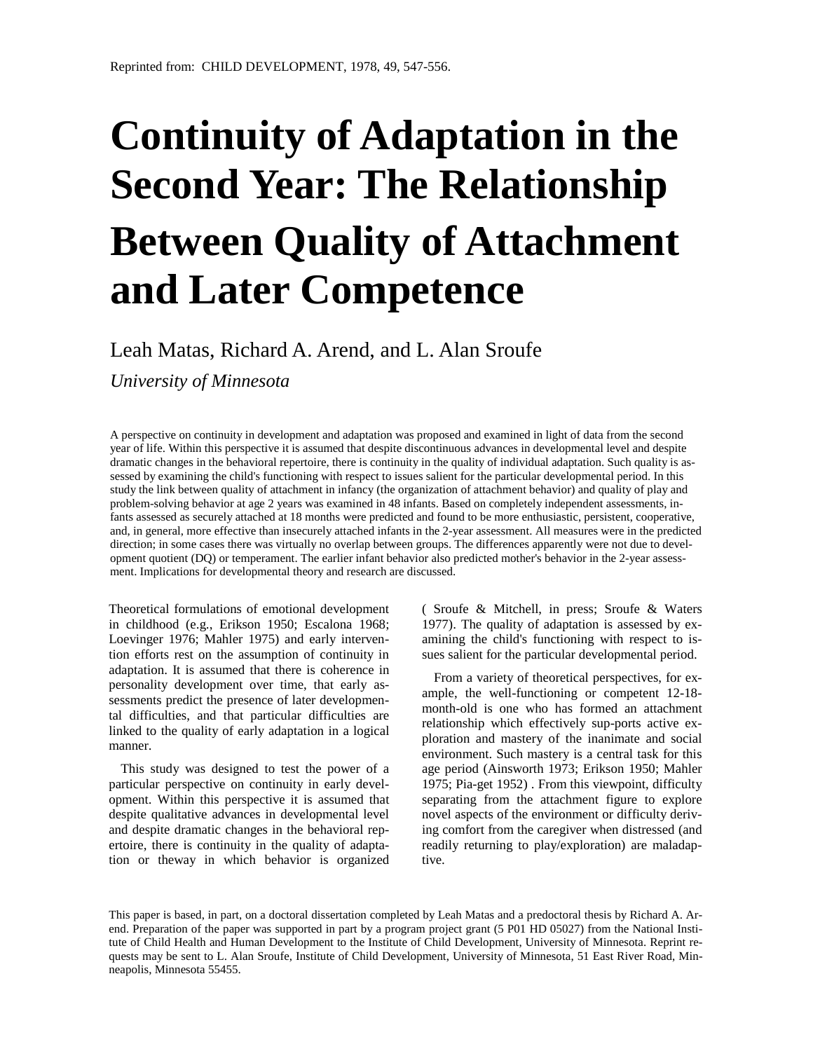Reprinted from: CHILD DEVELOPMENT, 1978, 49, 547-556.

# Continuity of Adaptation in the Second Year: The Relationship Between Quality of Attachment and Later Competence

Leah Matas, Richard A. Arend, and L. Alan Sroufe

*University of Minnesota*

A perspective on continuity in development and adaptation was proposed and examined in light of data from the second year of life. Within this perspective it is assumed that despite discontinuous advances in developmental level and despite dramatic changes in the behavioral repertoire, there is continuity in the quality of individual adaptation. Such quality is assessed by examining the child's functioning with respect to issues salient for the particular developmental period. In this study the link between quality of attachment in infancy (the organization of attachment behavior) and quality of play and problem-solving behavior at age 2 years was examined in 48 infants. Based on completely independent assessments, infants assessed as securely attached at 18 months were predicted and found to be more enthusiastic, persistent, cooperative, and, in general, more effective than insecurely attached infants in the 2-year assessment. All measures were in the predicted direction; in some cases there was virtually no overlap between groups. The differences apparently were not due to development quotient (DQ) or temperament. The earlier infant behavior also predicted mother's behavior in the 2-year assessment. Implications for developmental theory and research are discussed.

Theoretical formulations of emotional development in childhood (e.g., Erikson 1950; Escalona 1968; Loevinger 1976; Mahler 1975) and early intervention efforts rest on the assumption of continuity in adaptation. It is assumed that there is coherence in personality development over time, that early assessments predict the presence of later developmental difficulties, and that particular difficulties are linked to the quality of early adaptation in a logical manner.

This study was designed to test the power of a particular perspective on continuity in early development. Within this perspective it is assumed that despite qualitative advances in developmental level and despite dramatic changes in the behavioral repertoire, there is continuity in the quality of adaptation or theway in which behavior is organized ( Sroufe & Mitchell, in press; Sroufe & Waters 1977). The quality of adaptation is assessed by examining the child's functioning with respect to issues salient for the particular developmental period.

From a variety of theoretical perspectives, for example, the well-functioning or competent 12-18-month-old is one who has formed an attachment relationship which effectively sup-ports active exploration and mastery of the inanimate and social environment. Such mastery is a central task for this age period (Ainsworth 1973; Erikson 1950; Mahler 1975; Pia-get 1952) . From this viewpoint, difficulty separating from the attachment figure to explore novel aspects of the environment or difficulty deriving comfort from the caregiver when distressed (and readily returning to play/exploration) are maladaptive.

This paper is based, in part, on a doctoral dissertation completed by Leah Matas and a predoctoral thesis by Richard A. Arend. Preparation of the paper was supported in part by a program project grant (5 P01 HD 05027) from the National Institute of Child Health and Human Development to the Institute of Child Development, University of Minnesota. Reprint requests may be sent to L. Alan Sroufe, Institute of Child Development, University of Minnesota, 51 East River Road, Minneapolis, Minnesota 55455.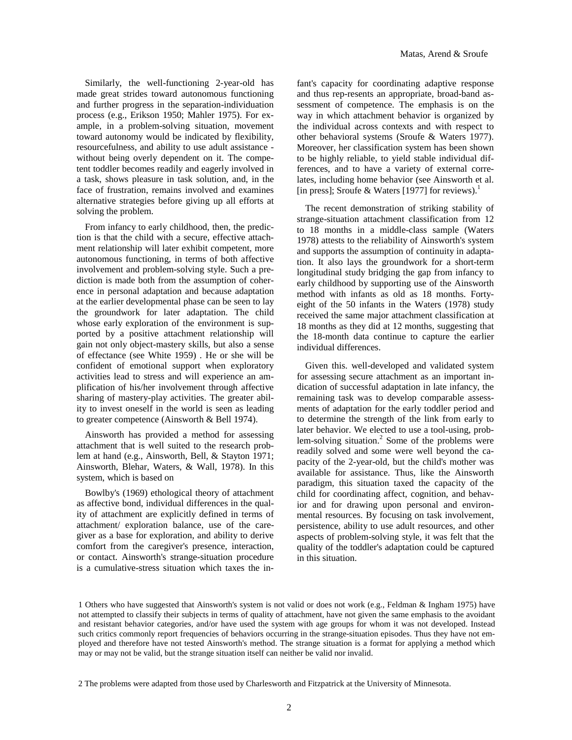Similarly, the well-functioning 2-year-old has made great strides toward autonomous functioning and further progress in the separation-individuation process (e.g., Erikson 1950; Mahler 1975). For example, in a problem-solving situation, movement toward autonomy would be indicated by flexibility, resourcefulness, and ability to use adult assistance - without being overly dependent on it. The competent toddler becomes readily and eagerly involved in a task, shows pleasure in task solution, and, in the face of frustration, remains involved and examines alternative strategies before giving up all efforts at solving the problem.

From infancy to early childhood, then, the prediction is that the child with a secure, effective attachment relationship will later exhibit competent, more autonomous functioning, in terms of both affective involvement and problem-solving style. Such a prediction is made both from the assumption of coherence in personal adaptation and because adaptation at the earlier developmental phase can be seen to lay the groundwork for later adaptation. The child whose early exploration of the environment is supported by a positive attachment relationship will gain not only object-mastery skills, but also a sense of effectance (see White 1959) . He or she will be confident of emotional support when exploratory activities lead to stress and will experience an amplification of his/her involvement through affective sharing of mastery-play activities. The greater ability to invest oneself in the world is seen as leading to greater competence (Ainsworth & Bell 1974).

Ainsworth has provided a method for assessing attachment that is well suited to the research problem at hand (e.g., Ainsworth, Bell, & Stayton 1971; Ainsworth, Blehar, Waters, & Wall, 1978). In this system, which is based on

Bowlby's (1969) ethological theory of attachment as affective bond, individual differences in the quality of attachment are explicitly defined in terms of attachment/ exploration balance, use of the caregiver as a base for exploration, and ability to derive comfort from the caregiver's presence, interaction, or contact. Ainsworth's strange-situation procedure is a cumulative-stress situation which taxes the infant's capacity for coordinating adaptive response and thus rep-resents an appropriate, broad-band assessment of competence. The emphasis is on the way in which attachment behavior is organized by the individual across contexts and with respect to other behavioral systems (Sroufe & Waters 1977). Moreover, her classification system has been shown to be highly reliable, to yield stable individual differences, and to have a variety of external correlates, including home behavior (see Ainsworth et al. [in press]; Sroufe & Waters [1977] for reviews).[1]

The recent demonstration of striking stability of strange-situation attachment classification from 12 to 18 months in a middle-class sample (Waters 1978) attests to the reliability of Ainsworth's system and supports the assumption of continuity in adaptation. It also lays the groundwork for a short-term longitudinal study bridging the gap from infancy to early childhood by supporting use of the Ainsworth method with infants as old as 18 months. Forty-eight of the 50 infants in the Waters (1978) study received the same major attachment classification at 18 months as they did at 12 months, suggesting that the 18-month data continue to capture the earlier individual differences.

Given this. well-developed and validated system for assessing secure attachment as an important indication of successful adaptation in late infancy, the remaining task was to develop comparable assessments of adaptation for the early toddler period and to determine the strength of the link from early to later behavior. We elected to use a tool-using, problem-solving situation.[2] Some of the problems were readily solved and some were well beyond the capacity of the 2-year-old, but the child's mother was available for assistance. Thus, like the Ainsworth paradigm, this situation taxed the capacity of the child for coordinating affect, cognition, and behavior and for drawing upon personal and environmental resources. By focusing on task involvement, persistence, ability to use adult resources, and other aspects of problem-solving style, it was felt that the quality of the toddler's adaptation could be captured in this situation.

1 Others who have suggested that Ainsworth's system is not valid or does not work (e.g., Feldman & Ingham 1975) have not attempted to classify their subjects in terms of quality of attachment, have not given the same emphasis to the avoidant and resistant behavior categories, and/or have used the system with age groups for whom it was not developed. Instead such critics commonly report frequencies of behaviors occurring in the strange-situation episodes. Thus they have not employed and therefore have not tested Ainsworth's method. The strange situation is a format for applying a method which may or may not be valid, but the strange situation itself can neither be valid nor invalid.

2 The problems were adapted from those used by Charlesworth and Fitzpatrick at the University of Minnesota.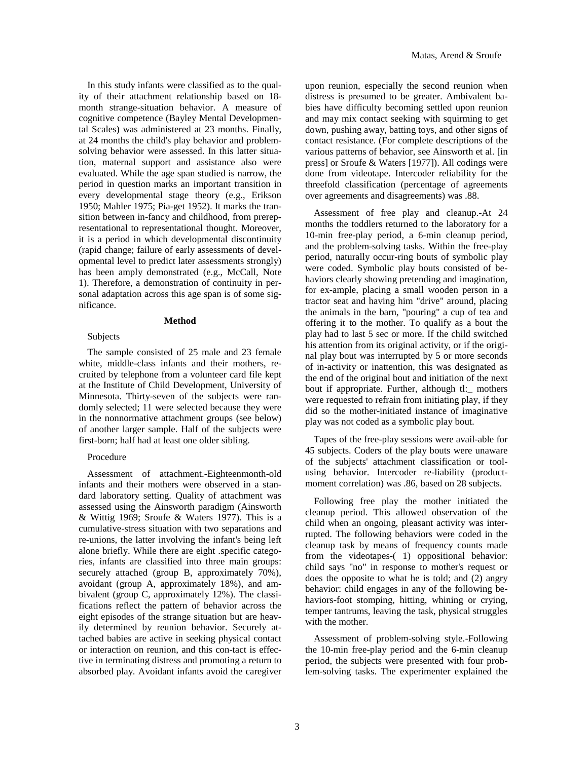In this study infants were classified as to the quality of their attachment relationship based on 18-month strange-situation behavior. A measure of cognitive competence (Bayley Mental Developmental Scales) was administered at 23 months. Finally, at 24 months the child's play behavior and problem-solving behavior were assessed. In this latter situation, maternal support and assistance also were evaluated. While the age span studied is narrow, the period in question marks an important transition in every developmental stage theory (e.g., Erikson 1950; Mahler 1975; Pia-get 1952). It marks the transition between in-fancy and childhood, from prerepresentational to representational thought. Moreover, it is a period in which developmental discontinuity (rapid change; failure of early assessments of developmental level to predict later assessments strongly) has been amply demonstrated (e.g., McCall, Note 1). Therefore, a demonstration of continuity in personal adaptation across this age span is of some significance.

## Method

### Subjects

The sample consisted of 25 male and 23 female white, middle-class infants and their mothers, recruited by telephone from a volunteer card file kept at the Institute of Child Development, University of Minnesota. Thirty-seven of the subjects were randomly selected; 11 were selected because they were in the nonnormative attachment groups (see below) of another larger sample. Half of the subjects were first-born; half had at least one older sibling.

### Procedure

Assessment of attachment.-Eighteenmonth-old infants and their mothers were observed in a standard laboratory setting. Quality of attachment was assessed using the Ainsworth paradigm (Ainsworth & Wittig 1969; Sroufe & Waters 1977). This is a cumulative-stress situation with two separations and re-unions, the latter involving the infant's being left alone briefly. While there are eight .specific categories, infants are classified into three main groups: securely attached (group B, approximately 70%), avoidant (group A, approximately 18%), and ambivalent (group C, approximately 12%). The classifications reflect the pattern of behavior across the eight episodes of the strange situation but are heavily determined by reunion behavior. Securely attached babies are active in seeking physical contact or interaction on reunion, and this con-tact is effective in terminating distress and promoting a return to absorbed play. Avoidant infants avoid the caregiver upon reunion, especially the second reunion when distress is presumed to be greater. Ambivalent babies have difficulty becoming settled upon reunion and may mix contact seeking with squirming to get down, pushing away, batting toys, and other signs of contact resistance. (For complete descriptions of the various patterns of behavior, see Ainsworth et al. [in press] or Sroufe & Waters [1977]). All codings were done from videotape. Intercoder reliability for the threefold classification (percentage of agreements over agreements and disagreements) was .88.

Assessment of free play and cleanup.-At 24 months the toddlers returned to the laboratory for a 10-min free-play period, a 6-min cleanup period, and the problem-solving tasks. Within the free-play period, naturally occur-ring bouts of symbolic play were coded. Symbolic play bouts consisted of behaviors clearly showing pretending and imagination, for ex-ample, placing a small wooden person in a tractor seat and having him "drive" around, placing the animals in the barn, "pouring" a cup of tea and offering it to the mother. To qualify as a bout the play had to last 5 sec or more. If the child switched his attention from its original activity, or if the original play bout was interrupted by 5 or more seconds of in-activity or inattention, this was designated as the end of the original bout and initiation of the next bout if appropriate. Further, although tl:_ mothers were requested to refrain from initiating play, if they did so the mother-initiated instance of imaginative play was not coded as a symbolic play bout.

Tapes of the free-play sessions were avail-able for 45 subjects. Coders of the play bouts were unaware of the subjects' attachment classification or tool-using behavior. Intercoder re-liability (product-moment correlation) was .86, based on 28 subjects.

Following free play the mother initiated the cleanup period. This allowed observation of the child when an ongoing, pleasant activity was interrupted. The following behaviors were coded in the cleanup task by means of frequency counts made from the videotapes-( 1) oppositional behavior: child says "no" in response to mother's request or does the opposite to what he is told; and (2) angry behavior: child engages in any of the following behaviors-foot stomping, hitting, whining or crying, temper tantrums, leaving the task, physical struggles with the mother.

Assessment of problem-solving style.-Following the 10-min free-play period and the 6-min cleanup period, the subjects were presented with four problem-solving tasks. The experimenter explained the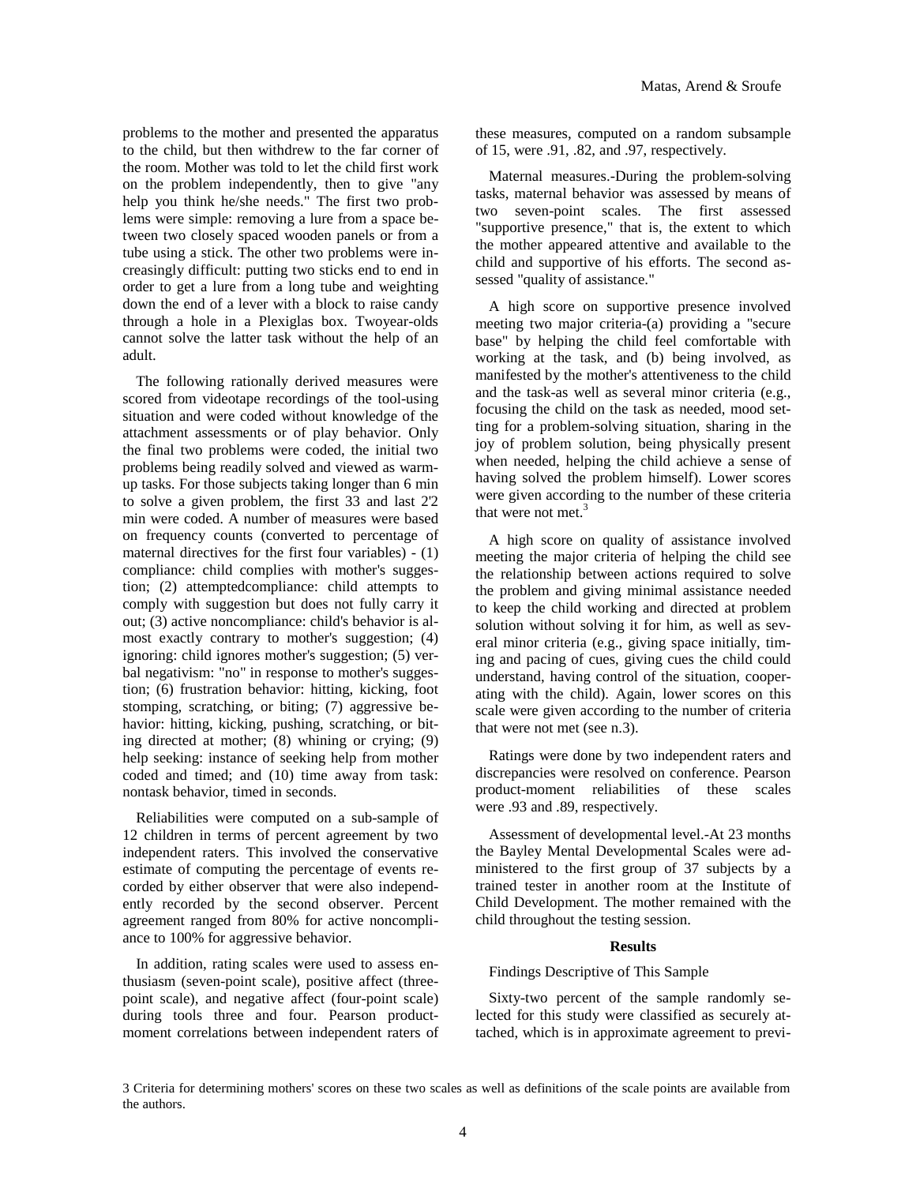problems to the mother and presented the apparatus to the child, but then withdrew to the far corner of the room. Mother was told to let the child first work on the problem independently, then to give "any help you think he/she needs." The first two problems were simple: removing a lure from a space between two closely spaced wooden panels or from a tube using a stick. The other two problems were increasingly difficult: putting two sticks end to end in order to get a lure from a long tube and weighting down the end of a lever with a block to raise candy through a hole in a Plexiglas box. Twoyear-olds cannot solve the latter task without the help of an adult.

The following rationally derived measures were scored from videotape recordings of the tool-using situation and were coded without knowledge of the attachment assessments or of play behavior. Only the final two problems were coded, the initial two problems being readily solved and viewed as warm-up tasks. For those subjects taking longer than 6 min to solve a given problem, the first 33 and last 2'2 min were coded. A number of measures were based on frequency counts (converted to percentage of maternal directives for the first four variables) - (1) compliance: child complies with mother's suggestion; (2) attemptedcompliance: child attempts to comply with suggestion but does not fully carry it out; (3) active noncompliance: child's behavior is almost exactly contrary to mother's suggestion; (4) ignoring: child ignores mother's suggestion; (5) verbal negativism: "no" in response to mother's suggestion; (6) frustration behavior: hitting, kicking, foot stomping, scratching, or biting; (7) aggressive behavior: hitting, kicking, pushing, scratching, or biting directed at mother; (8) whining or crying; (9) help seeking: instance of seeking help from mother coded and timed; and (10) time away from task: nontask behavior, timed in seconds.

Reliabilities were computed on a sub-sample of 12 children in terms of percent agreement by two independent raters. This involved the conservative estimate of computing the percentage of events recorded by either observer that were also independently recorded by the second observer. Percent agreement ranged from 80% for active noncompliance to 100% for aggressive behavior.

In addition, rating scales were used to assess enthusiasm (seven-point scale), positive affect (three-point scale), and negative affect (four-point scale) during tools three and four. Pearson product-moment correlations between independent raters of these measures, computed on a random subsample of 15, were .91, .82, and .97, respectively.

Maternal measures.-During the problem-solving tasks, maternal behavior was assessed by means of two seven-point scales. The first assessed "supportive presence," that is, the extent to which the mother appeared attentive and available to the child and supportive of his efforts. The second assessed "quality of assistance."

A high score on supportive presence involved meeting two major criteria-(a) providing a "secure base" by helping the child feel comfortable with working at the task, and (b) being involved, as manifested by the mother's attentiveness to the child and the task-as well as several minor criteria (e.g., focusing the child on the task as needed, mood setting for a problem-solving situation, sharing in the joy of problem solution, being physically present when needed, helping the child achieve a sense of having solved the problem himself). Lower scores were given according to the number of these criteria that were not met.[3]

A high score on quality of assistance involved meeting the major criteria of helping the child see the relationship between actions required to solve the problem and giving minimal assistance needed to keep the child working and directed at problem solution without solving it for him, as well as several minor criteria (e.g., giving space initially, timing and pacing of cues, giving cues the child could understand, having control of the situation, cooperating with the child). Again, lower scores on this scale were given according to the number of criteria that were not met (see n.3).

Ratings were done by two independent raters and discrepancies were resolved on conference. Pearson product-moment reliabilities of these scales were .93 and .89, respectively.

Assessment of developmental level.-At 23 months the Bayley Mental Developmental Scales were administered to the first group of 37 subjects by a trained tester in another room at the Institute of Child Development. The mother remained with the child throughout the testing session.

## Results

Findings Descriptive of This Sample

Sixty-two percent of the sample randomly selected for this study were classified as securely attached, which is in approximate agreement to previ-

3 Criteria for determining mothers' scores on these two scales as well as definitions of the scale points are available from the authors.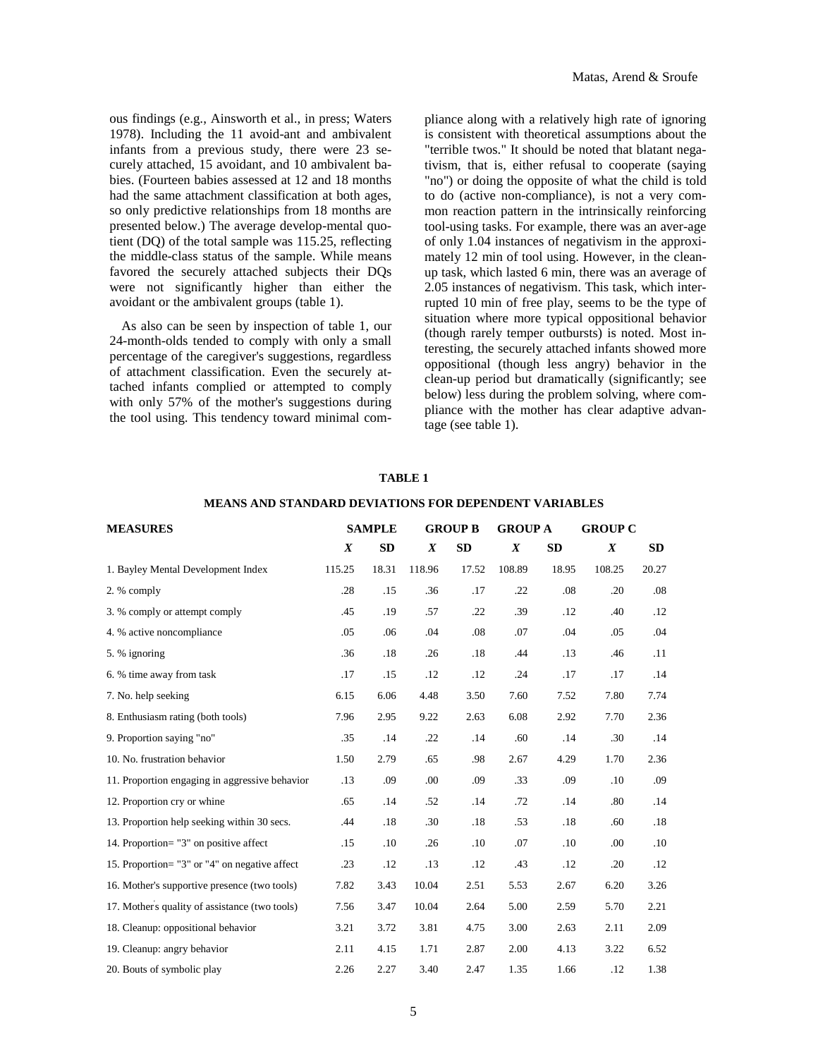ous findings (e.g., Ainsworth et al., in press; Waters 1978). Including the 11 avoid-ant and ambivalent infants from a previous study, there were 23 securely attached, 15 avoidant, and 10 ambivalent babies. (Fourteen babies assessed at 12 and 18 months had the same attachment classification at both ages, so only predictive relationships from 18 months are presented below.) The average develop-mental quotient (DQ) of the total sample was 115.25, reflecting the middle-class status of the sample. While means favored the securely attached subjects their DQs were not significantly higher than either the avoidant or the ambivalent groups (table 1).

As also can be seen by inspection of table 1, our 24-month-olds tended to comply with only a small percentage of the caregiver's suggestions, regardless of attachment classification. Even the securely attached infants complied or attempted to comply with only 57% of the mother's suggestions during the tool using. This tendency toward minimal compliance along with a relatively high rate of ignoring is consistent with theoretical assumptions about the "terrible twos." It should be noted that blatant negativism, that is, either refusal to cooperate (saying "no") or doing the opposite of what the child is told to do (active non-compliance), is not a very common reaction pattern in the intrinsically reinforcing tool-using tasks. For example, there was an aver-age of only 1.04 instances of negativism in the approximately 12 min of tool using. However, in the clean-up task, which lasted 6 min, there was an average of 2.05 instances of negativism. This task, which interrupted 10 min of free play, seems to be the type of situation where more typical oppositional behavior (though rarely temper outbursts) is noted. Most interestingly, the securely attached infants showed more oppositional (though less angry) behavior in the clean-up period but dramatically (significantly; see below) less during the problem solving, where compliance with the mother has clear adaptive advantage (see table 1).

**TABLE 1**

**MEANS AND STANDARD DEVIATIONS FOR DEPENDENT VARIABLES**

| MEASURES | SAMPLE | | GROUP B | | GROUP A | | GROUP C | |
|---|---|---|---|---|---|---|---|---|
| | *X* | SD | *X* | SD | *X* | SD | *X* | SD |
| 1. Bayley Mental Development Index | 115.25 | 18.31 | 118.96 | 17.52 | 108.89 | 18.95 | 108.25 | 20.27 |
| 2. % comply | .28 | .15 | .36 | .17 | .22 | .08 | .20 | .08 |
| 3. % comply or attempt comply | .45 | .19 | .57 | .22 | .39 | .12 | .40 | .12 |
| 4. % active noncompliance | .05 | .06 | .04 | .08 | .07 | .04 | .05 | .04 |
| 5. % ignoring | .36 | .18 | .26 | .18 | .44 | .13 | .46 | .11 |
| 6. % time away from task | .17 | .15 | .12 | .12 | .24 | .17 | .17 | .14 |
| 7. No. help seeking | 6.15 | 6.06 | 4.48 | 3.50 | 7.60 | 7.52 | 7.80 | 7.74 |
| 8. Enthusiasm rating (both tools) | 7.96 | 2.95 | 9.22 | 2.63 | 6.08 | 2.92 | 7.70 | 2.36 |
| 9. Proportion saying "no" | .35 | .14 | .22 | .14 | .60 | .14 | .30 | .14 |
| 10. No. frustration behavior | 1.50 | 2.79 | .65 | .98 | 2.67 | 4.29 | 1.70 | 2.36 |
| 11. Proportion engaging in aggressive behavior | .13 | .09 | .00 | .09 | .33 | .09 | .10 | .09 |
| 12. Proportion cry or whine | .65 | .14 | .52 | .14 | .72 | .14 | .80 | .14 |
| 13. Proportion help seeking within 30 secs. | .44 | .18 | .30 | .18 | .53 | .18 | .60 | .18 |
| 14. Proportion= "3" on positive affect | .15 | .10 | .26 | .10 | .07 | .10 | .00 | .10 |
| 15. Proportion= "3" or "4" on negative affect | .23 | .12 | .13 | .12 | .43 | .12 | .20 | .12 |
| 16. Mother's supportive presence (two tools) | 7.82 | 3.43 | 10.04 | 2.51 | 5.53 | 2.67 | 6.20 | 3.26 |
| 17. Mother's quality of assistance (two tools) | 7.56 | 3.47 | 10.04 | 2.64 | 5.00 | 2.59 | 5.70 | 2.21 |
| 18. Cleanup: oppositional behavior | 3.21 | 3.72 | 3.81 | 4.75 | 3.00 | 2.63 | 2.11 | 2.09 |
| 19. Cleanup: angry behavior | 2.11 | 4.15 | 1.71 | 2.87 | 2.00 | 4.13 | 3.22 | 6.52 |
| 20. Bouts of symbolic play | 2.26 | 2.27 | 3.40 | 2.47 | 1.35 | 1.66 | .12 | 1.38 |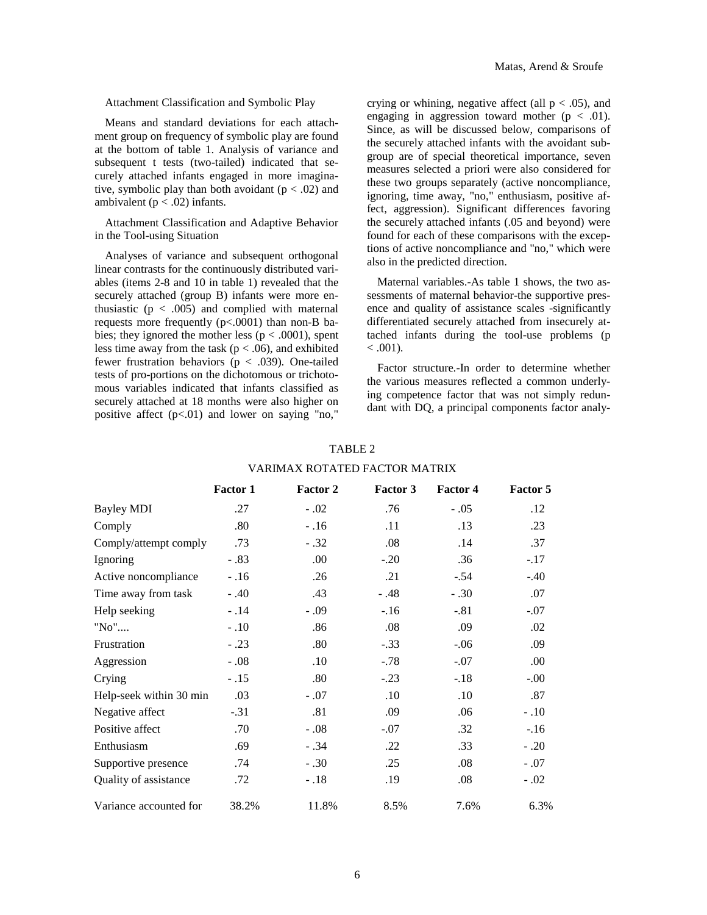### Attachment Classification and Symbolic Play

Means and standard deviations for each attachment group on frequency of symbolic play are found at the bottom of table 1. Analysis of variance and subsequent t tests (two-tailed) indicated that securely attached infants engaged in more imaginative, symbolic play than both avoidant ($p < .02$) and ambivalent ($p < .02$) infants.

### Attachment Classification and Adaptive Behavior in the Tool-using Situation

Analyses of variance and subsequent orthogonal linear contrasts for the continuously distributed variables (items 2-8 and 10 in table 1) revealed that the securely attached (group B) infants were more enthusiastic ($p < .005$) and complied with maternal requests more frequently ($p<.0001$) than non-B babies; they ignored the mother less ($p < .0001$), spent less time away from the task ($p < .06$), and exhibited fewer frustration behaviors ($p < .039$). One-tailed tests of pro-portions on the dichotomous or trichotomous variables indicated that infants classified as securely attached at 18 months were also higher on positive affect ($p<.01$) and lower on saying "no," crying or whining, negative affect (all $p < .05$), and engaging in aggression toward mother ($p < .01$). Since, as will be discussed below, comparisons of the securely attached infants with the avoidant subgroup are of special theoretical importance, seven measures selected a priori were also considered for these two groups separately (active noncompliance, ignoring, time away, "no," enthusiasm, positive affect, aggression). Significant differences favoring the securely attached infants (.05 and beyond) were found for each of these comparisons with the exceptions of active noncompliance and "no," which were also in the predicted direction.

Maternal variables.-As table 1 shows, the two assessments of maternal behavior-the supportive presence and quality of assistance scales -significantly differentiated securely attached from insecurely attached infants during the tool-use problems ($p < .001$).

Factor structure.-In order to determine whether the various measures reflected a common underlying competence factor that was not simply redundant with DQ, a principal components factor analy-

TABLE 2

VARIMAX ROTATED FACTOR MATRIX

| | Factor 1 | Factor 2 | Factor 3 | Factor 4 | Factor 5 |
|---|---|---|---|---|---|
| Bayley MDI | .27 | - .02 | .76 | - .05 | .12 |
| Comply | .80 | - .16 | .11 | .13 | .23 |
| Comply/attempt comply | .73 | - .32 | .08 | .14 | .37 |
| Ignoring | - .83 | .00 | -.20 | .36 | -.17 |
| Active noncompliance | - .16 | .26 | .21 | -.54 | -.40 |
| Time away from task | - .40 | .43 | - .48 | - .30 | .07 |
| Help seeking | - .14 | - .09 | -.16 | -.81 | -.07 |
| "No".... | - .10 | .86 | .08 | .09 | .02 |
| Frustration | - .23 | .80 | -.33 | -.06 | .09 |
| Aggression | - .08 | .10 | -.78 | -.07 | .00 |
| Crying | - .15 | .80 | -.23 | -.18 | -.00 |
| Help-seek within 30 min | .03 | - .07 | .10 | .10 | .87 |
| Negative affect | -.31 | .81 | .09 | .06 | - .10 |
| Positive affect | .70 | - .08 | -.07 | .32 | -.16 |
| Enthusiasm | .69 | - .34 | .22 | .33 | - .20 |
| Supportive presence | .74 | - .30 | .25 | .08 | - .07 |
| Quality of assistance | .72 | - .18 | .19 | .08 | - .02 |
| Variance accounted for | 38.2% | 11.8% | 8.5% | 7.6% | 6.3% |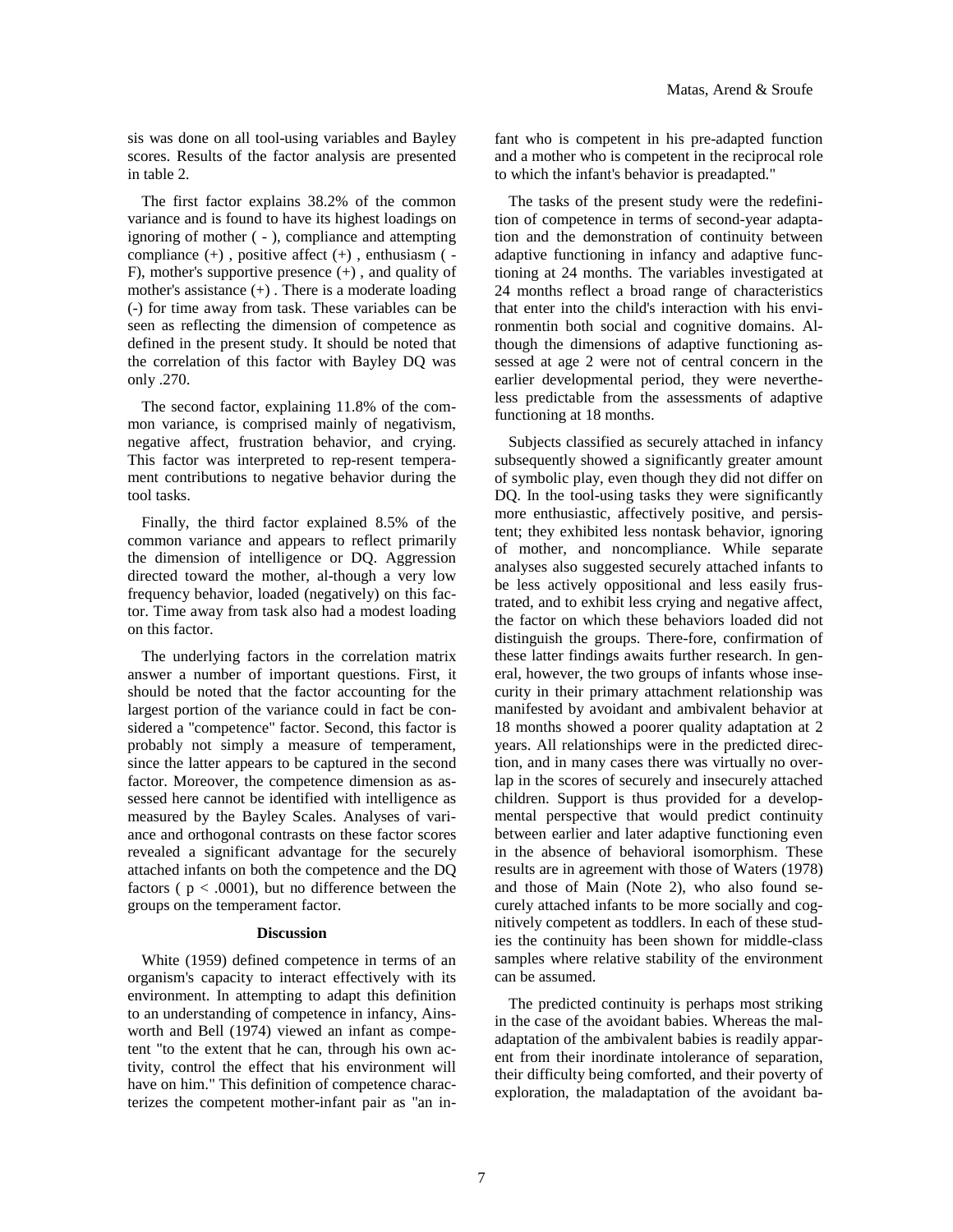sis was done on all tool-using variables and Bayley scores. Results of the factor analysis are presented in table 2.

The first factor explains 38.2% of the common variance and is found to have its highest loadings on ignoring of mother ( - ), compliance and attempting compliance (+) , positive affect (+) , enthusiasm ( - F), mother's supportive presence (+) , and quality of mother's assistance (+) . There is a moderate loading (-) for time away from task. These variables can be seen as reflecting the dimension of competence as defined in the present study. It should be noted that the correlation of this factor with Bayley DQ was only .270.

The second factor, explaining 11.8% of the common variance, is comprised mainly of negativism, negative affect, frustration behavior, and crying. This factor was interpreted to rep-resent temperament contributions to negative behavior during the tool tasks.

Finally, the third factor explained 8.5% of the common variance and appears to reflect primarily the dimension of intelligence or DQ. Aggression directed toward the mother, al-though a very low frequency behavior, loaded (negatively) on this factor. Time away from task also had a modest loading on this factor.

The underlying factors in the correlation matrix answer a number of important questions. First, it should be noted that the factor accounting for the largest portion of the variance could in fact be considered a "competence" factor. Second, this factor is probably not simply a measure of temperament, since the latter appears to be captured in the second factor. Moreover, the competence dimension as assessed here cannot be identified with intelligence as measured by the Bayley Scales. Analyses of variance and orthogonal contrasts on these factor scores revealed a significant advantage for the securely attached infants on both the competence and the DQ factors ( $p < .0001$), but no difference between the groups on the temperament factor.

## Discussion

White (1959) defined competence in terms of an organism's capacity to interact effectively with its environment. In attempting to adapt this definition to an understanding of competence in infancy, Ainsworth and Bell (1974) viewed an infant as competent "to the extent that he can, through his own activity, control the effect that his environment will have on him." This definition of competence characterizes the competent mother-infant pair as "an infant who is competent in his pre-adapted function and a mother who is competent in the reciprocal role to which the infant's behavior is preadapted."

The tasks of the present study were the redefinition of competence in terms of second-year adaptation and the demonstration of continuity between adaptive functioning in infancy and adaptive functioning at 24 months. The variables investigated at 24 months reflect a broad range of characteristics that enter into the child's interaction with his environmentin both social and cognitive domains. Although the dimensions of adaptive functioning assessed at age 2 were not of central concern in the earlier developmental period, they were nevertheless predictable from the assessments of adaptive functioning at 18 months.

Subjects classified as securely attached in infancy subsequently showed a significantly greater amount of symbolic play, even though they did not differ on DQ. In the tool-using tasks they were significantly more enthusiastic, affectively positive, and persistent; they exhibited less nontask behavior, ignoring of mother, and noncompliance. While separate analyses also suggested securely attached infants to be less actively oppositional and less easily frustrated, and to exhibit less crying and negative affect, the factor on which these behaviors loaded did not distinguish the groups. There-fore, confirmation of these latter findings awaits further research. In general, however, the two groups of infants whose insecurity in their primary attachment relationship was manifested by avoidant and ambivalent behavior at 18 months showed a poorer quality adaptation at 2 years. All relationships were in the predicted direction, and in many cases there was virtually no overlap in the scores of securely and insecurely attached children. Support is thus provided for a developmental perspective that would predict continuity between earlier and later adaptive functioning even in the absence of behavioral isomorphism. These results are in agreement with those of Waters (1978) and those of Main (Note 2), who also found securely attached infants to be more socially and cognitively competent as toddlers. In each of these studies the continuity has been shown for middle-class samples where relative stability of the environment can be assumed.

The predicted continuity is perhaps most striking in the case of the avoidant babies. Whereas the maladaptation of the ambivalent babies is readily apparent from their inordinate intolerance of separation, their difficulty being comforted, and their poverty of exploration, the maladaptation of the avoidant ba-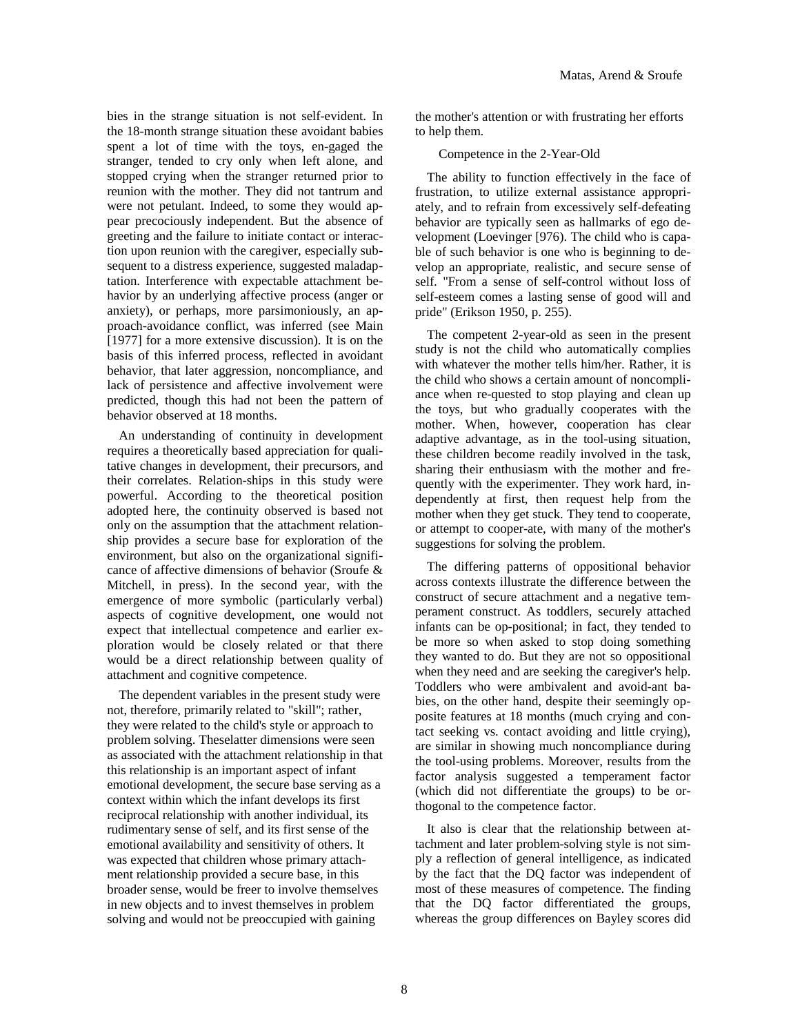bies in the strange situation is not self-evident. In the 18-month strange situation these avoidant babies spent a lot of time with the toys, en-gaged the stranger, tended to cry only when left alone, and stopped crying when the stranger returned prior to reunion with the mother. They did not tantrum and were not petulant. Indeed, to some they would appear precociously independent. But the absence of greeting and the failure to initiate contact or interaction upon reunion with the caregiver, especially subsequent to a distress experience, suggested maladaptation. Interference with expectable attachment behavior by an underlying affective process (anger or anxiety), or perhaps, more parsimoniously, an approach-avoidance conflict, was inferred (see Main [1977] for a more extensive discussion). It is on the basis of this inferred process, reflected in avoidant behavior, that later aggression, noncompliance, and lack of persistence and affective involvement were predicted, though this had not been the pattern of behavior observed at 18 months.

An understanding of continuity in development requires a theoretically based appreciation for qualitative changes in development, their precursors, and their correlates. Relation-ships in this study were powerful. According to the theoretical position adopted here, the continuity observed is based not only on the assumption that the attachment relationship provides a secure base for exploration of the environment, but also on the organizational significance of affective dimensions of behavior (Sroufe & Mitchell, in press). In the second year, with the emergence of more symbolic (particularly verbal) aspects of cognitive development, one would not expect that intellectual competence and earlier exploration would be closely related or that there would be a direct relationship between quality of attachment and cognitive competence.

The dependent variables in the present study were not, therefore, primarily related to "skill"; rather, they were related to the child's style or approach to problem solving. Theselatter dimensions were seen as associated with the attachment relationship in that this relationship is an important aspect of infant emotional development, the secure base serving as a context within which the infant develops its first reciprocal relationship with another individual, its rudimentary sense of self, and its first sense of the emotional availability and sensitivity of others. It was expected that children whose primary attachment relationship provided a secure base, in this broader sense, would be freer to involve themselves in new objects and to invest themselves in problem solving and would not be preoccupied with gaining the mother's attention or with frustrating her efforts to help them.

## Competence in the 2-Year-Old

The ability to function effectively in the face of frustration, to utilize external assistance appropriately, and to refrain from excessively self-defeating behavior are typically seen as hallmarks of ego development (Loevinger [976). The child who is capable of such behavior is one who is beginning to develop an appropriate, realistic, and secure sense of self. "From a sense of self-control without loss of self-esteem comes a lasting sense of good will and pride" (Erikson 1950, p. 255).

The competent 2-year-old as seen in the present study is not the child who automatically complies with whatever the mother tells him/her. Rather, it is the child who shows a certain amount of noncompliance when re-quested to stop playing and clean up the toys, but who gradually cooperates with the mother. When, however, cooperation has clear adaptive advantage, as in the tool-using situation, these children become readily involved in the task, sharing their enthusiasm with the mother and frequently with the experimenter. They work hard, independently at first, then request help from the mother when they get stuck. They tend to cooperate, or attempt to cooper-ate, with many of the mother's suggestions for solving the problem.

The differing patterns of oppositional behavior across contexts illustrate the difference between the construct of secure attachment and a negative temperament construct. As toddlers, securely attached infants can be op-positional; in fact, they tended to be more so when asked to stop doing something they wanted to do. But they are not so oppositional when they need and are seeking the caregiver's help. Toddlers who were ambivalent and avoid-ant babies, on the other hand, despite their seemingly opposite features at 18 months (much crying and contact seeking vs. contact avoiding and little crying), are similar in showing much noncompliance during the tool-using problems. Moreover, results from the factor analysis suggested a temperament factor (which did not differentiate the groups) to be orthogonal to the competence factor.

It also is clear that the relationship between attachment and later problem-solving style is not simply a reflection of general intelligence, as indicated by the fact that the DQ factor was independent of most of these measures of competence. The finding that the DQ factor differentiated the groups, whereas the group differences on Bayley scores did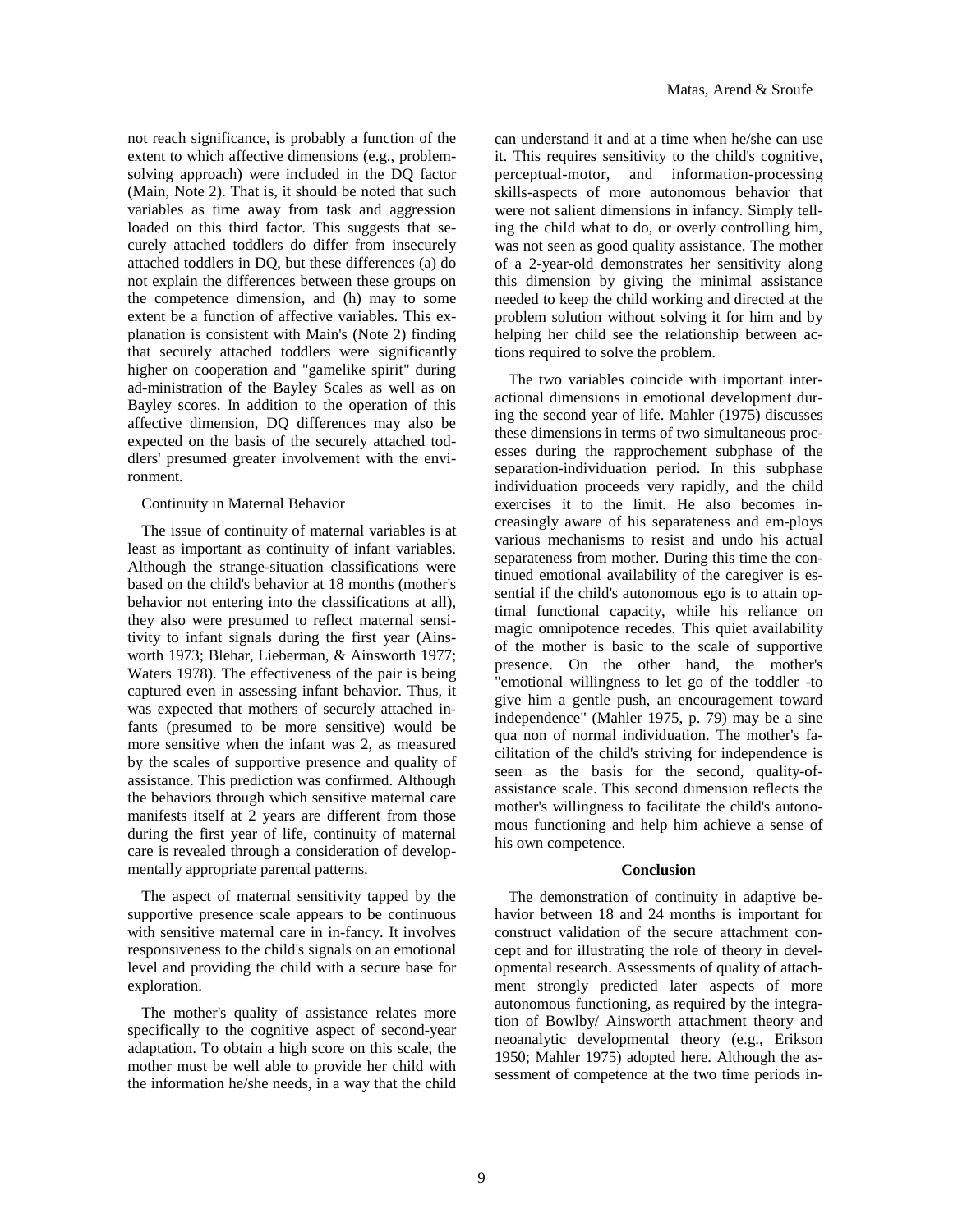not reach significance, is probably a function of the extent to which affective dimensions (e.g., problem-solving approach) were included in the DQ factor (Main, Note 2). That is, it should be noted that such variables as time away from task and aggression loaded on this third factor. This suggests that securely attached toddlers do differ from insecurely attached toddlers in DQ, but these differences (a) do not explain the differences between these groups on the competence dimension, and (h) may to some extent be a function of affective variables. This explanation is consistent with Main's (Note 2) finding that securely attached toddlers were significantly higher on cooperation and "gamelike spirit" during ad-ministration of the Bayley Scales as well as on Bayley scores. In addition to the operation of this affective dimension, DQ differences may also be expected on the basis of the securely attached toddlers' presumed greater involvement with the environment.

### Continuity in Maternal Behavior

The issue of continuity of maternal variables is at least as important as continuity of infant variables. Although the strange-situation classifications were based on the child's behavior at 18 months (mother's behavior not entering into the classifications at all), they also were presumed to reflect maternal sensitivity to infant signals during the first year (Ainsworth 1973; Blehar, Lieberman, & Ainsworth 1977; Waters 1978). The effectiveness of the pair is being captured even in assessing infant behavior. Thus, it was expected that mothers of securely attached infants (presumed to be more sensitive) would be more sensitive when the infant was 2, as measured by the scales of supportive presence and quality of assistance. This prediction was confirmed. Although the behaviors through which sensitive maternal care manifests itself at 2 years are different from those during the first year of life, continuity of maternal care is revealed through a consideration of developmentally appropriate parental patterns.

The aspect of maternal sensitivity tapped by the supportive presence scale appears to be continuous with sensitive maternal care in in-fancy. It involves responsiveness to the child's signals on an emotional level and providing the child with a secure base for exploration.

The mother's quality of assistance relates more specifically to the cognitive aspect of second-year adaptation. To obtain a high score on this scale, the mother must be well able to provide her child with the information he/she needs, in a way that the child can understand it and at a time when he/she can use it. This requires sensitivity to the child's cognitive, perceptual-motor, and information-processing skills-aspects of more autonomous behavior that were not salient dimensions in infancy. Simply telling the child what to do, or overly controlling him, was not seen as good quality assistance. The mother of a 2-year-old demonstrates her sensitivity along this dimension by giving the minimal assistance needed to keep the child working and directed at the problem solution without solving it for him and by helping her child see the relationship between actions required to solve the problem.

The two variables coincide with important interactional dimensions in emotional development during the second year of life. Mahler (1975) discusses these dimensions in terms of two simultaneous processes during the rapprochement subphase of the separation-individuation period. In this subphase individuation proceeds very rapidly, and the child exercises it to the limit. He also becomes increasingly aware of his separateness and em-ploys various mechanisms to resist and undo his actual separateness from mother. During this time the continued emotional availability of the caregiver is essential if the child's autonomous ego is to attain optimal functional capacity, while his reliance on magic omnipotence recedes. This quiet availability of the mother is basic to the scale of supportive presence. On the other hand, the mother's "emotional willingness to let go of the toddler -to give him a gentle push, an encouragement toward independence" (Mahler 1975, p. 79) may be a sine qua non of normal individuation. The mother's facilitation of the child's striving for independence is seen as the basis for the second, quality-of-assistance scale. This second dimension reflects the mother's willingness to facilitate the child's autonomous functioning and help him achieve a sense of his own competence.

## Conclusion

The demonstration of continuity in adaptive behavior between 18 and 24 months is important for construct validation of the secure attachment concept and for illustrating the role of theory in developmental research. Assessments of quality of attachment strongly predicted later aspects of more autonomous functioning, as required by the integration of Bowlby/ Ainsworth attachment theory and neoanalytic developmental theory (e.g., Erikson 1950; Mahler 1975) adopted here. Although the assessment of competence at the two time periods in-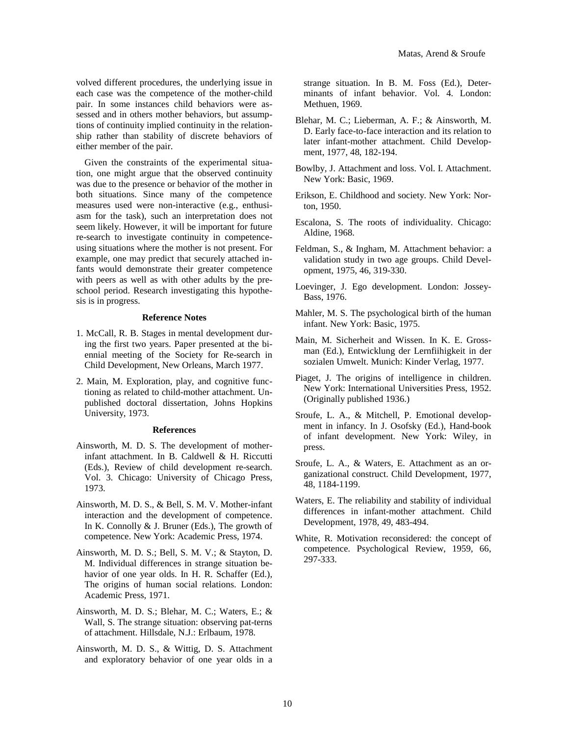volved different procedures, the underlying issue in each case was the competence of the mother-child pair. In some instances child behaviors were assessed and in others mother behaviors, but assumptions of continuity implied continuity in the relationship rather than stability of discrete behaviors of either member of the pair.

Given the constraints of the experimental situation, one might argue that the observed continuity was due to the presence or behavior of the mother in both situations. Since many of the competence measures used were non-interactive (e.g., enthusiasm for the task), such an interpretation does not seem likely. However, it will be important for future re-search to investigate continuity in competence-using situations where the mother is not present. For example, one may predict that securely attached infants would demonstrate their greater competence with peers as well as with other adults by the preschool period. Research investigating this hypothesis is in progress.

### Reference Notes

1. McCall, R. B. Stages in mental development during the first two years. Paper presented at the biennial meeting of the Society for Re-search in Child Development, New Orleans, March 1977.
2. Main, M. Exploration, play, and cognitive functioning as related to child-mother attachment. Unpublished doctoral dissertation, Johns Hopkins University, 1973.

### References

Ainsworth, M. D. S. The development of mother-infant attachment. In B. Caldwell & H. Riccutti (Eds.), Review of child development re-search. Vol. 3. Chicago: University of Chicago Press, 1973.

Ainsworth, M. D. S., & Bell, S. M. V. Mother-infant interaction and the development of competence. In K. Connolly & J. Bruner (Eds.), The growth of competence. New York: Academic Press, 1974.

Ainsworth, M. D. S.; Bell, S. M. V.; & Stayton, D. M. Individual differences in strange situation behavior of one year olds. In H. R. Schaffer (Ed.), The origins of human social relations. London: Academic Press, 1971.

Ainsworth, M. D. S.; Blehar, M. C.; Waters, E.; & Wall, S. The strange situation: observing pat-terns of attachment. Hillsdale, N.J.: Erlbaum, 1978.

Ainsworth, M. D. S., & Wittig, D. S. Attachment and exploratory behavior of one year olds in a strange situation. In B. M. Foss (Ed.), Determinants of infant behavior. Vol. 4. London: Methuen, 1969.

Blehar, M. C.; Lieberman, A. F.; & Ainsworth, M. D. Early face-to-face interaction and its relation to later infant-mother attachment. Child Development, 1977, 48, 182-194.

Bowlby, J. Attachment and loss. Vol. I. Attachment. New York: Basic, 1969.

Erikson, E. Childhood and society. New York: Norton, 1950.

Escalona, S. The roots of individuality. Chicago: Aldine, 1968.

Feldman, S., & Ingham, M. Attachment behavior: a validation study in two age groups. Child Development, 1975, 46, 319-330.

Loevinger, J. Ego development. London: Jossey-Bass, 1976.

Mahler, M. S. The psychological birth of the human infant. New York: Basic, 1975.

Main, M. Sicherheit and Wissen. In K. E. Grossman (Ed.), Entwicklung der Lernfiihigkeit in der sozialen Umwelt. Munich: Kinder Verlag, 1977.

Piaget, J. The origins of intelligence in children. New York: International Universities Press, 1952. (Originally published 1936.)

Sroufe, L. A., & Mitchell, P. Emotional development in infancy. In J. Osofsky (Ed.), Hand-book of infant development. New York: Wiley, in press.

Sroufe, L. A., & Waters, E. Attachment as an organizational construct. Child Development, 1977, 48, 1184-1199.

Waters, E. The reliability and stability of individual differences in infant-mother attachment. Child Development, 1978, 49, 483-494.

White, R. Motivation reconsidered: the concept of competence. Psychological Review, 1959, 66, 297-333.